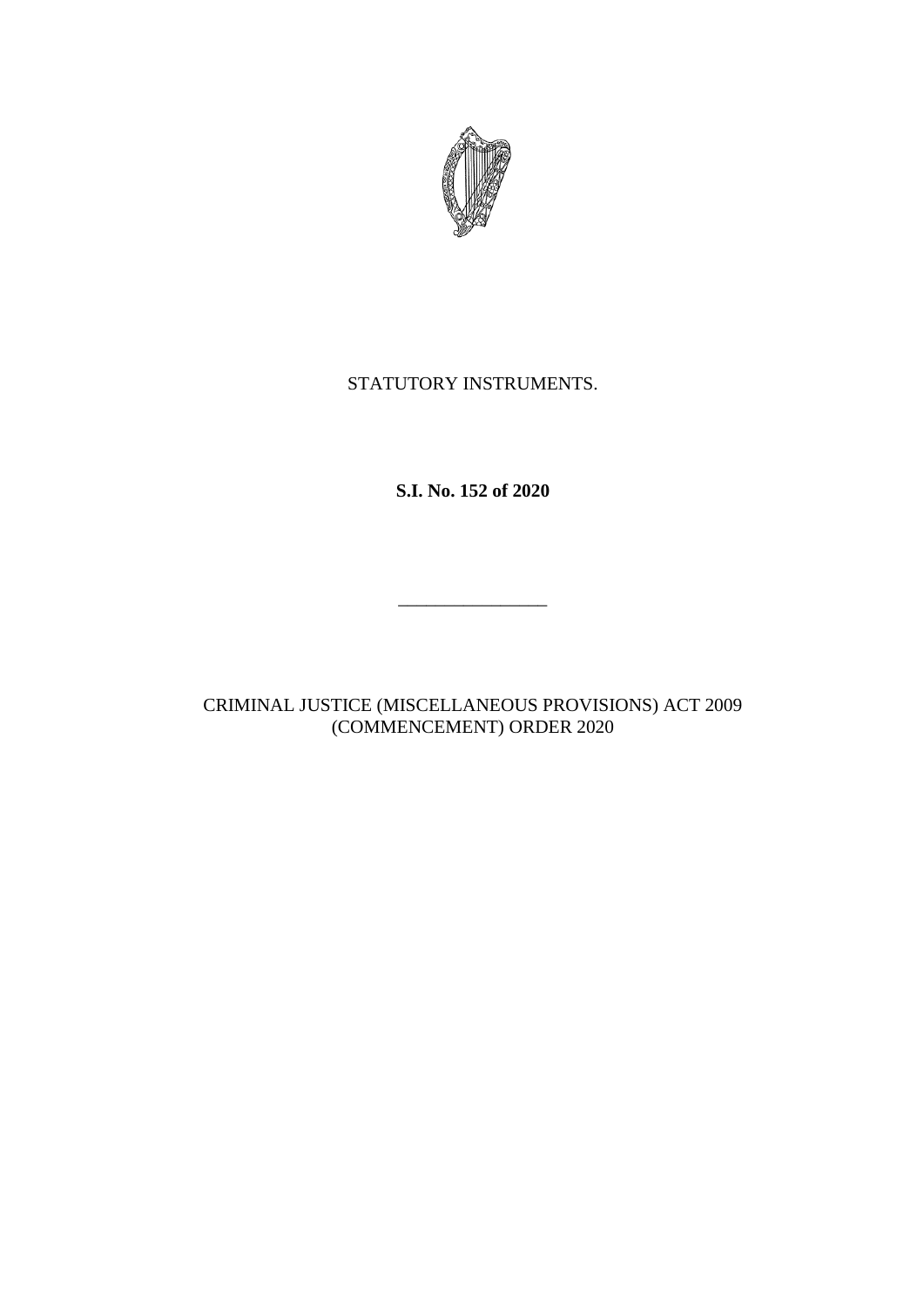STATUTORY INSTRUMENTS.

**S.I. No. 152 of 2020**

---

CRIMINAL JUSTICE (MISCELLANEOUS PROVISIONS) ACT 2009 (COMMENCEMENT) ORDER 2020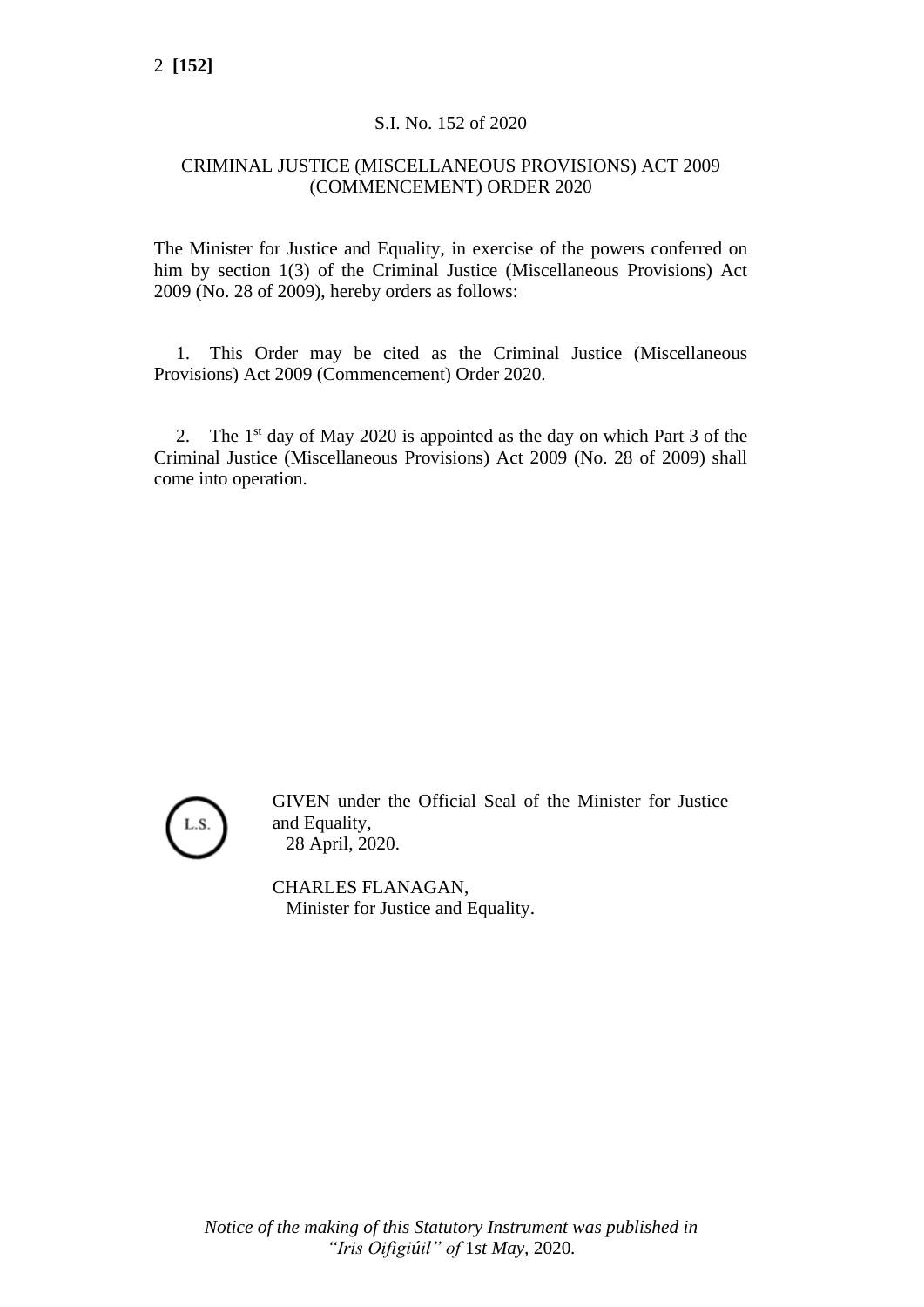S.I. No. 152 of 2020

CRIMINAL JUSTICE (MISCELLANEOUS PROVISIONS) ACT 2009 (COMMENCEMENT) ORDER 2020

The Minister for Justice and Equality, in exercise of the powers conferred on him by section 1(3) of the Criminal Justice (Miscellaneous Provisions) Act 2009 (No. 28 of 2009), hereby orders as follows:

1. This Order may be cited as the Criminal Justice (Miscellaneous Provisions) Act 2009 (Commencement) Order 2020.

2. The 1st day of May 2020 is appointed as the day on which Part 3 of the Criminal Justice (Miscellaneous Provisions) Act 2009 (No. 28 of 2009) shall come into operation.

L.S.

GIVEN under the Official Seal of the Minister for Justice and Equality,
28 April, 2020.

CHARLES FLANAGAN,
Minister for Justice and Equality.

*Notice of the making of this Statutory Instrument was published in "Iris Oifigiúil" of* 1st *May*, 2020.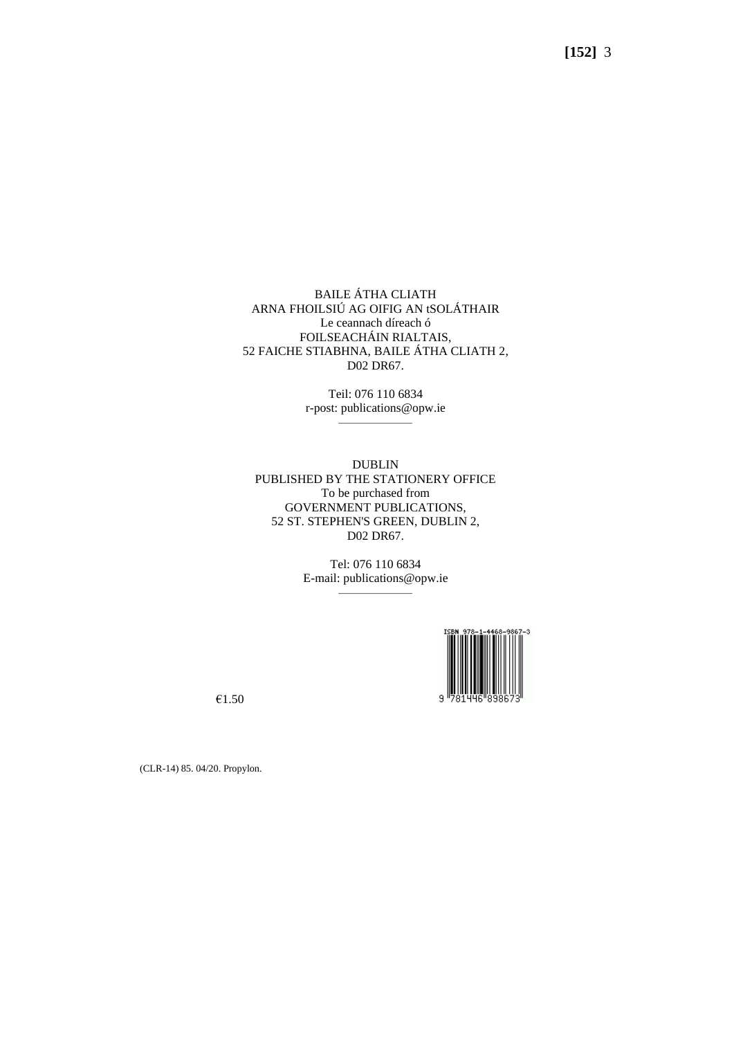BAILE ÁTHA CLIATH
ARNA FHOILSIÚ AG OIFIG AN tSOLÁTHAIR
Le ceannach díreach ó
FOILSEACHÁIN RIALTAIS,
52 FAICHE STIABHNA, BAILE ÁTHA CLIATH 2,
D02 DR67.

Teil: 076 110 6834
r-post: publications@opw.ie

---

DUBLIN
PUBLISHED BY THE STATIONERY OFFICE
To be purchased from
GOVERNMENT PUBLICATIONS,
52 ST. STEPHEN'S GREEN, DUBLIN 2,
D02 DR67.

Tel: 076 110 6834
E-mail: publications@opw.ie

---

ISBN 978-1-4468-9867-3

9 781446 898673

€1.50

(CLR-14) 85. 04/20. Propylon.